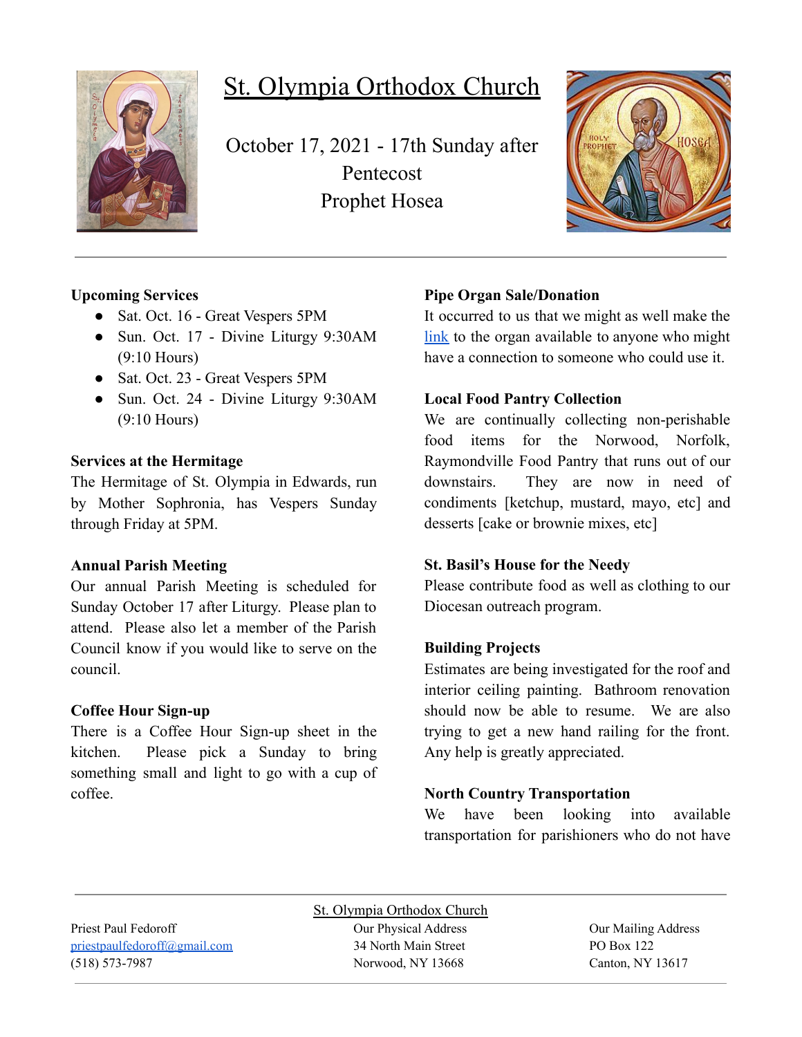# St. Olympia Orthodox Church

October 17, 2021 - 17th Sunday after Pentecost

Prophet Hosea

---

**Upcoming Services**

- Sat. Oct. 16 - Great Vespers 5PM
- Sun. Oct. 17 - Divine Liturgy 9:30AM (9:10 Hours)
- Sat. Oct. 23 - Great Vespers 5PM
- Sun. Oct. 24 - Divine Liturgy 9:30AM (9:10 Hours)

**Services at the Hermitage**

The Hermitage of St. Olympia in Edwards, run by Mother Sophronia, has Vespers Sunday through Friday at 5PM.

**Annual Parish Meeting**

Our annual Parish Meeting is scheduled for Sunday October 17 after Liturgy. Please plan to attend. Please also let a member of the Parish Council know if you would like to serve on the council.

**Coffee Hour Sign-up**

There is a Coffee Hour Sign-up sheet in the kitchen. Please pick a Sunday to bring something small and light to go with a cup of coffee.

**Pipe Organ Sale/Donation**

It occurred to us that we might as well make the link to the organ available to anyone who might have a connection to someone who could use it.

**Local Food Pantry Collection**

We are continually collecting non-perishable food items for the Norwood, Norfolk, Raymondville Food Pantry that runs out of our downstairs. They are now in need of condiments [ketchup, mustard, mayo, etc] and desserts [cake or brownie mixes, etc]

**St. Basil's House for the Needy**

Please contribute food as well as clothing to our Diocesan outreach program.

**Building Projects**

Estimates are being investigated for the roof and interior ceiling painting. Bathroom renovation should now be able to resume. We are also trying to get a new hand railing for the front. Any help is greatly appreciated.

**North Country Transportation**

We have been looking into available transportation for parishioners who do not have

---

St. Olympia Orthodox Church

Priest Paul Fedoroff
priestpaulfedoroff@gmail.com
(518) 573-7987

Our Physical Address
34 North Main Street
Norwood, NY 13668

Our Mailing Address
PO Box 122
Canton, NY 13617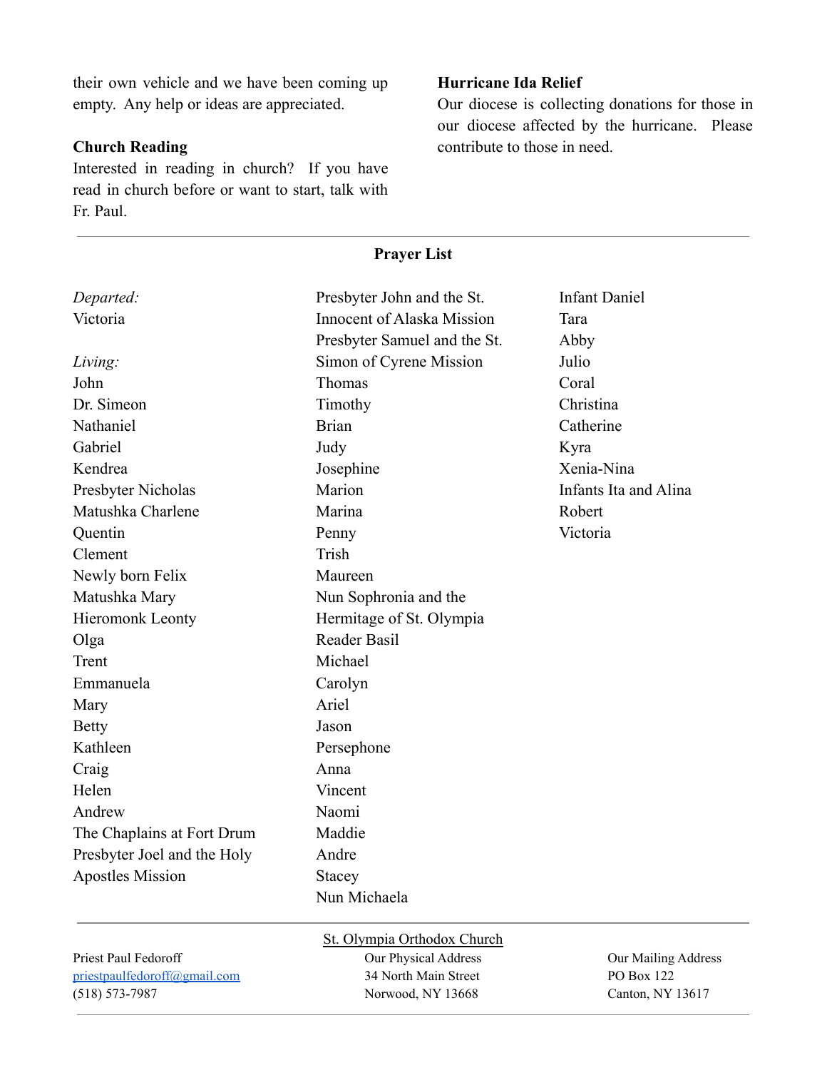their own vehicle and we have been coming up empty. Any help or ideas are appreciated.

**Church Reading**

Interested in reading in church? If you have read in church before or want to start, talk with Fr. Paul.

**Hurricane Ida Relief**

Our diocese is collecting donations for those in our diocese affected by the hurricane. Please contribute to those in need.

---

**Prayer List**

*Departed:*
Victoria

*Living:*
John
Dr. Simeon
Nathaniel
Gabriel
Kendrea
Presbyter Nicholas
Matushka Charlene
Quentin
Clement
Newly born Felix
Matushka Mary
Hieromonk Leonty
Olga
Trent
Emmanuela
Mary
Betty
Kathleen
Craig
Helen
Andrew
The Chaplains at Fort Drum
Presbyter Joel and the Holy Apostles Mission
Presbyter John and the St. Innocent of Alaska Mission
Presbyter Samuel and the St. Simon of Cyrene Mission
Thomas
Timothy
Brian
Judy
Josephine
Marion
Marina
Penny
Trish
Maureen
Nun Sophronia and the Hermitage of St. Olympia
Reader Basil
Michael
Carolyn
Ariel
Jason
Persephone
Anna
Vincent
Naomi
Maddie
Andre
Stacey
Nun Michaela
Infant Daniel
Tara
Abby
Julio
Coral
Christina
Catherine
Kyra
Xenia-Nina
Infants Ita and Alina
Robert
Victoria

---

St. Olympia Orthodox Church

Priest Paul Fedoroff
priestpaulfedoroff@gmail.com
(518) 573-7987

Our Physical Address
34 North Main Street
Norwood, NY 13668

Our Mailing Address
PO Box 122
Canton, NY 13617